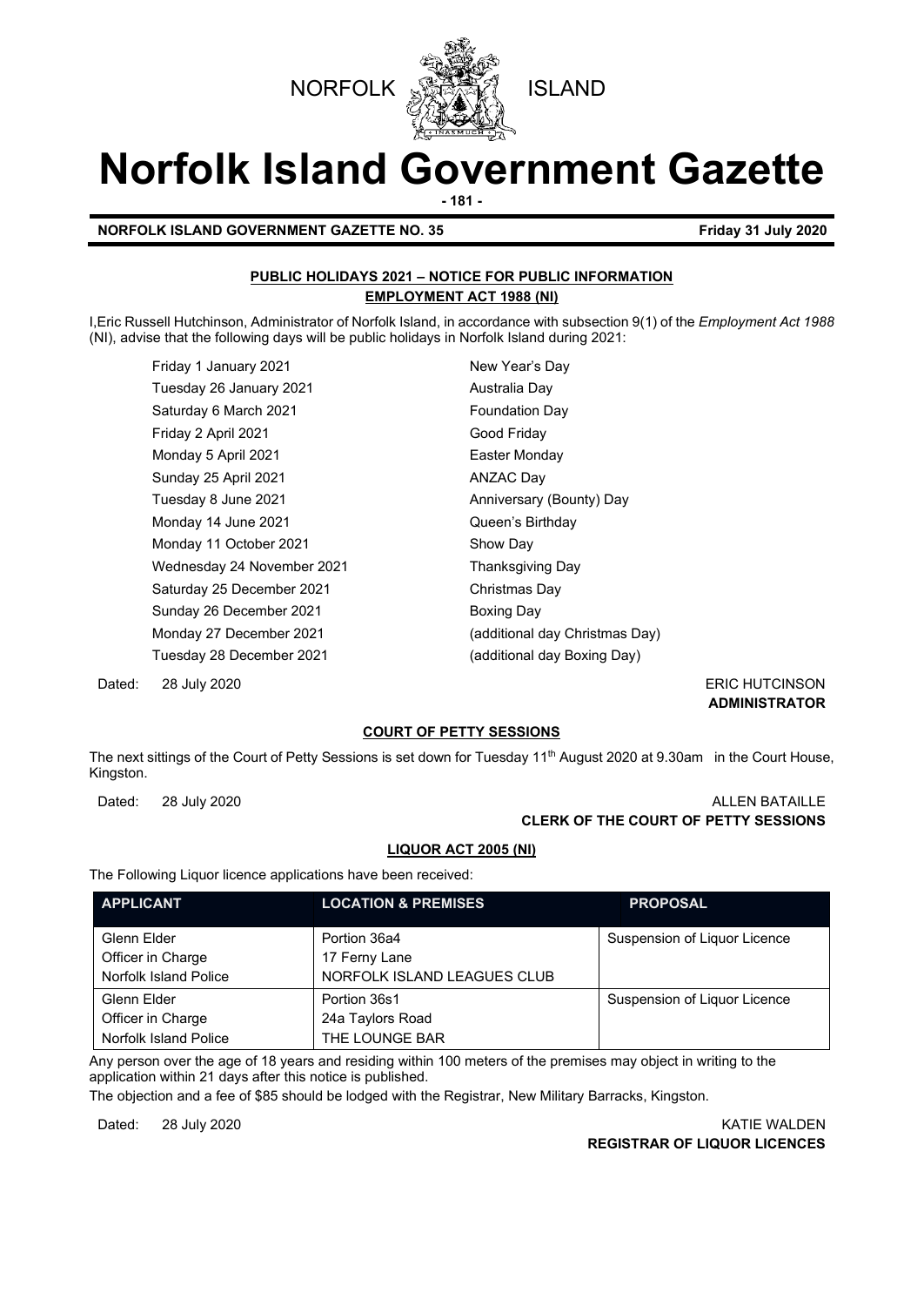NORFOLK ISLAND

# Norfolk Island Government Gazette

**- 181 -**

**NORFOLK ISLAND GOVERNMENT GAZETTE NO. 35** **Friday 31 July 2020**

## PUBLIC HOLIDAYS 2021 – NOTICE FOR PUBLIC INFORMATION
### EMPLOYMENT ACT 1988 (NI)

I,Eric Russell Hutchinson, Administrator of Norfolk Island, in accordance with subsection 9(1) of the *Employment Act 1988* (NI), advise that the following days will be public holidays in Norfolk Island during 2021:

| | |
|---|---|
| Friday 1 January 2021 | New Year's Day |
| Tuesday 26 January 2021 | Australia Day |
| Saturday 6 March 2021 | Foundation Day |
| Friday 2 April 2021 | Good Friday |
| Monday 5 April 2021 | Easter Monday |
| Sunday 25 April 2021 | ANZAC Day |
| Tuesday 8 June 2021 | Anniversary (Bounty) Day |
| Monday 14 June 2021 | Queen's Birthday |
| Monday 11 October 2021 | Show Day |
| Wednesday 24 November 2021 | Thanksgiving Day |
| Saturday 25 December 2021 | Christmas Day |
| Sunday 26 December 2021 | Boxing Day |
| Monday 27 December 2021 | (additional day Christmas Day) |
| Tuesday 28 December 2021 | (additional day Boxing Day) |

Dated: 28 July 2020

ERIC HUTCINSON
**ADMINISTRATOR**

## COURT OF PETTY SESSIONS

The next sittings of the Court of Petty Sessions is set down for Tuesday 11th August 2020 at 9.30am in the Court House, Kingston.

Dated: 28 July 2020

ALLEN BATAILLE
**CLERK OF THE COURT OF PETTY SESSIONS**

## LIQUOR ACT 2005 (NI)

The Following Liquor licence applications have been received:

| APPLICANT | LOCATION & PREMISES | PROPOSAL |
|---|---|---|
| Glenn Elder<br>Officer in Charge<br>Norfolk Island Police | Portion 36a4<br>17 Ferny Lane<br>NORFOLK ISLAND LEAGUES CLUB | Suspension of Liquor Licence |
| Glenn Elder<br>Officer in Charge<br>Norfolk Island Police | Portion 36s1<br>24a Taylors Road<br>THE LOUNGE BAR | Suspension of Liquor Licence |

Any person over the age of 18 years and residing within 100 meters of the premises may object in writing to the application within 21 days after this notice is published.

The objection and a fee of $85 should be lodged with the Registrar, New Military Barracks, Kingston.

Dated: 28 July 2020

KATIE WALDEN
**REGISTRAR OF LIQUOR LICENCES**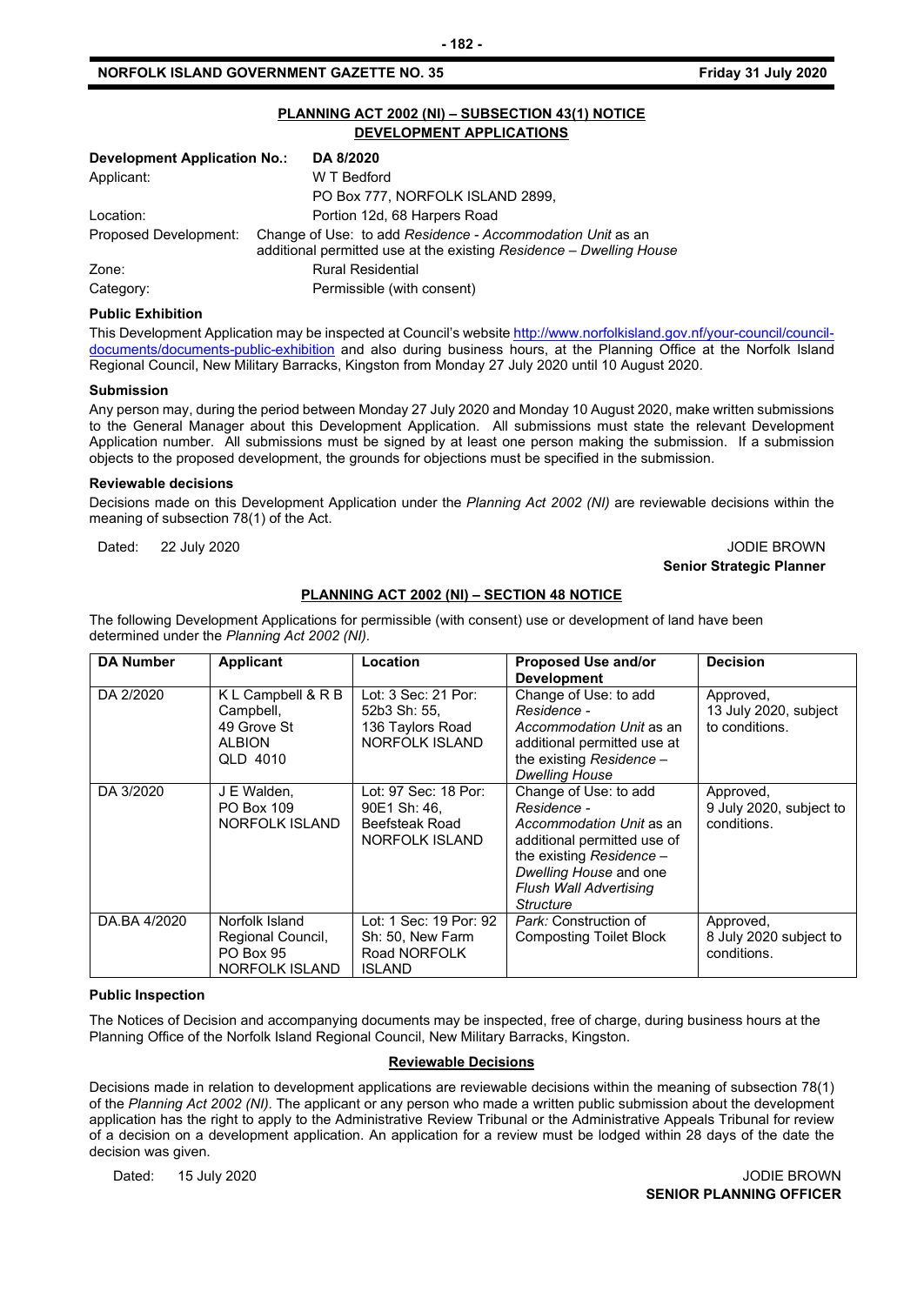## PLANNING ACT 2002 (NI) – SUBSECTION 43(1) NOTICE DEVELOPMENT APPLICATIONS

| | |
|---|---|
| **Development Application No.:** | **DA 8/2020** |
| Applicant: | W T Bedford<br>PO Box 777, NORFOLK ISLAND 2899, |
| Location: | Portion 12d, 68 Harpers Road |
| Proposed Development: | Change of Use: to add *Residence - Accommodation Unit* as an additional permitted use at the existing *Residence – Dwelling House* |
| Zone: | Rural Residential |
| Category: | Permissible (with consent) |

**Public Exhibition**

This Development Application may be inspected at Council's website http://www.norfolkisland.gov.nf/your-council/council-documents/documents-public-exhibition and also during business hours, at the Planning Office at the Norfolk Island Regional Council, New Military Barracks, Kingston from Monday 27 July 2020 until 10 August 2020.

**Submission**

Any person may, during the period between Monday 27 July 2020 and Monday 10 August 2020, make written submissions to the General Manager about this Development Application. All submissions must state the relevant Development Application number. All submissions must be signed by at least one person making the submission. If a submission objects to the proposed development, the grounds for objections must be specified in the submission.

**Reviewable decisions**

Decisions made on this Development Application under the *Planning Act 2002 (NI)* are reviewable decisions within the meaning of subsection 78(1) of the Act.

Dated: 22 July 2020

JODIE BROWN
**Senior Strategic Planner**

## PLANNING ACT 2002 (NI) – SECTION 48 NOTICE

The following Development Applications for permissible (with consent) use or development of land have been determined under the *Planning Act 2002 (NI).*

| DA Number | Applicant | Location | Proposed Use and/or Development | Decision |
|---|---|---|---|---|
| DA 2/2020 | K L Campbell & R B Campbell, 49 Grove St ALBION QLD 4010 | Lot: 3 Sec: 21 Por: 52b3 Sh: 55, 136 Taylors Road NORFOLK ISLAND | Change of Use: to add *Residence - Accommodation Unit* as an additional permitted use at the existing *Residence – Dwelling House* | Approved, 13 July 2020, subject to conditions. |
| DA 3/2020 | J E Walden, PO Box 109 NORFOLK ISLAND | Lot: 97 Sec: 18 Por: 90E1 Sh: 46, Beefsteak Road NORFOLK ISLAND | Change of Use: to add *Residence - Accommodation Unit* as an additional permitted use of the existing *Residence – Dwelling House* and one *Flush Wall Advertising Structure* | Approved, 9 July 2020, subject to conditions. |
| DA.BA 4/2020 | Norfolk Island Regional Council, PO Box 95 NORFOLK ISLAND | Lot: 1 Sec: 19 Por: 92 Sh: 50, New Farm Road NORFOLK ISLAND | *Park:* Construction of Composting Toilet Block | Approved, 8 July 2020 subject to conditions. |

**Public Inspection**

The Notices of Decision and accompanying documents may be inspected, free of charge, during business hours at the Planning Office of the Norfolk Island Regional Council, New Military Barracks, Kingston.

**Reviewable Decisions**

Decisions made in relation to development applications are reviewable decisions within the meaning of subsection 78(1) of the *Planning Act 2002 (NI).* The applicant or any person who made a written public submission about the development application has the right to apply to the Administrative Review Tribunal or the Administrative Appeals Tribunal for review of a decision on a development application. An application for a review must be lodged within 28 days of the date the decision was given.

Dated: 15 July 2020

JODIE BROWN
**SENIOR PLANNING OFFICER**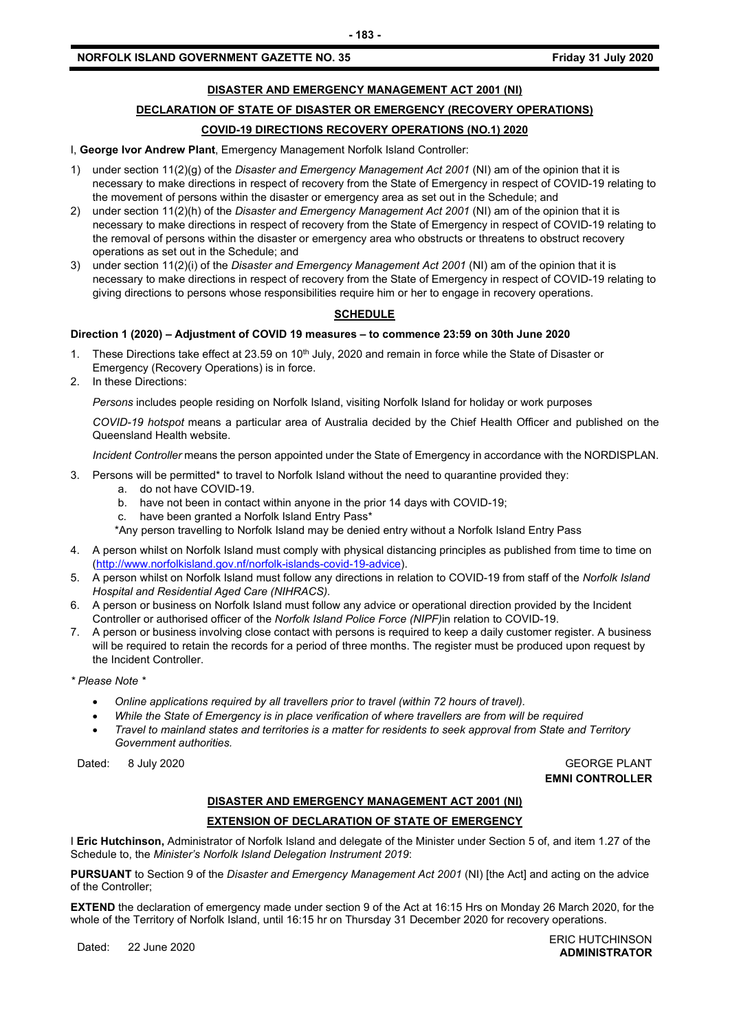## DISASTER AND EMERGENCY MANAGEMENT ACT 2001 (NI)

## DECLARATION OF STATE OF DISASTER OR EMERGENCY (RECOVERY OPERATIONS)

## COVID-19 DIRECTIONS RECOVERY OPERATIONS (NO.1) 2020

I, **George Ivor Andrew Plant**, Emergency Management Norfolk Island Controller:

1) under section 11(2)(g) of the *Disaster and Emergency Management Act 2001* (NI) am of the opinion that it is necessary to make directions in respect of recovery from the State of Emergency in respect of COVID-19 relating to the movement of persons within the disaster or emergency area as set out in the Schedule; and
2) under section 11(2)(h) of the *Disaster and Emergency Management Act 2001* (NI) am of the opinion that it is necessary to make directions in respect of recovery from the State of Emergency in respect of COVID-19 relating to the removal of persons within the disaster or emergency area who obstructs or threatens to obstruct recovery operations as set out in the Schedule; and
3) under section 11(2)(i) of the *Disaster and Emergency Management Act 2001* (NI) am of the opinion that it is necessary to make directions in respect of recovery from the State of Emergency in respect of COVID-19 relating to giving directions to persons whose responsibilities require him or her to engage in recovery operations.

### SCHEDULE

**Direction 1 (2020) – Adjustment of COVID 19 measures – to commence 23:59 on 30th June 2020**

1. These Directions take effect at 23.59 on 10th July, 2020 and remain in force while the State of Disaster or Emergency (Recovery Operations) is in force.
2. In these Directions:

   *Persons* includes people residing on Norfolk Island, visiting Norfolk Island for holiday or work purposes

   *COVID-19 hotspot* means a particular area of Australia decided by the Chief Health Officer and published on the Queensland Health website.

   *Incident Controller* means the person appointed under the State of Emergency in accordance with the NORDISPLAN.

3. Persons will be permitted* to travel to Norfolk Island without the need to quarantine provided they:
   a. do not have COVID-19.
   b. have not been in contact within anyone in the prior 14 days with COVID-19;
   c. have been granted a Norfolk Island Entry Pass*

   *Any person travelling to Norfolk Island may be denied entry without a Norfolk Island Entry Pass

4. A person whilst on Norfolk Island must comply with physical distancing principles as published from time to time on (http://www.norfolkisland.gov.nf/norfolk-islands-covid-19-advice).
5. A person whilst on Norfolk Island must follow any directions in relation to COVID-19 from staff of the *Norfolk Island Hospital and Residential Aged Care (NIHRACS).*
6. A person or business on Norfolk Island must follow any advice or operational direction provided by the Incident Controller or authorised officer of the *Norfolk Island Police Force (NIPF)*in relation to COVID-19.
7. A person or business involving close contact with persons is required to keep a daily customer register. A business will be required to retain the records for a period of three months. The register must be produced upon request by the Incident Controller.

*\* Please Note \**

- *Online applications required by all travellers prior to travel (within 72 hours of travel).*
- *While the State of Emergency is in place verification of where travellers are from will be required*
- *Travel to mainland states and territories is a matter for residents to seek approval from State and Territory Government authorities.*

Dated: 8 July 2020

GEORGE PLANT
**EMNI CONTROLLER**

## DISASTER AND EMERGENCY MANAGEMENT ACT 2001 (NI)

## EXTENSION OF DECLARATION OF STATE OF EMERGENCY

I **Eric Hutchinson,** Administrator of Norfolk Island and delegate of the Minister under Section 5 of, and item 1.27 of the Schedule to, the *Minister's Norfolk Island Delegation Instrument 2019*:

**PURSUANT** to Section 9 of the *Disaster and Emergency Management Act 2001* (NI) [the Act] and acting on the advice of the Controller;

**EXTEND** the declaration of emergency made under section 9 of the Act at 16:15 Hrs on Monday 26 March 2020, for the whole of the Territory of Norfolk Island, until 16:15 hr on Thursday 31 December 2020 for recovery operations.

Dated: 22 June 2020

ERIC HUTCHINSON
**ADMINISTRATOR**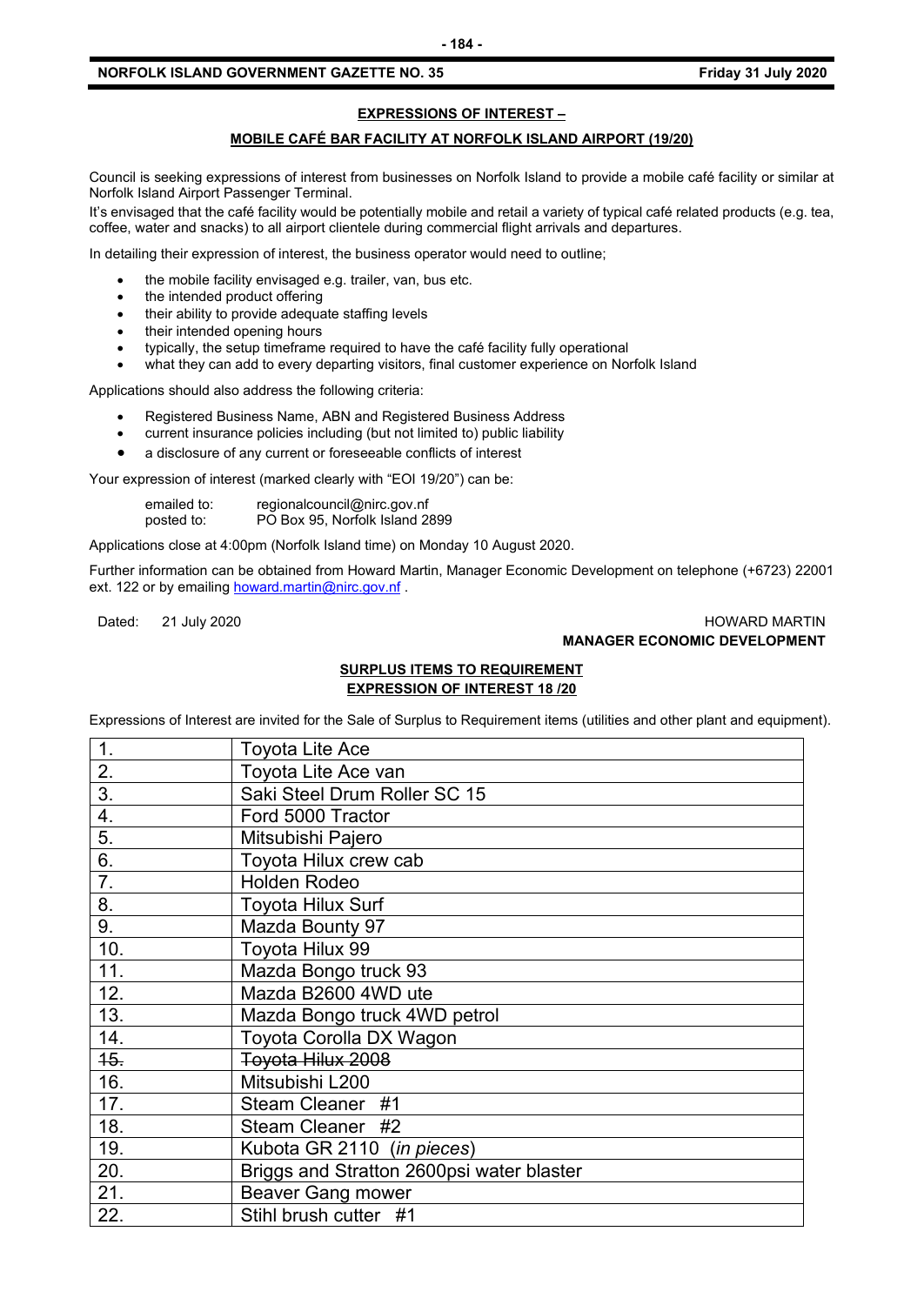## EXPRESSIONS OF INTEREST –

## MOBILE CAFÉ BAR FACILITY AT NORFOLK ISLAND AIRPORT (19/20)

Council is seeking expressions of interest from businesses on Norfolk Island to provide a mobile café facility or similar at Norfolk Island Airport Passenger Terminal.

It's envisaged that the café facility would be potentially mobile and retail a variety of typical café related products (e.g. tea, coffee, water and snacks) to all airport clientele during commercial flight arrivals and departures.

In detailing their expression of interest, the business operator would need to outline;

- the mobile facility envisaged e.g. trailer, van, bus etc.
- the intended product offering
- their ability to provide adequate staffing levels
- their intended opening hours
- typically, the setup timeframe required to have the café facility fully operational
- what they can add to every departing visitors, final customer experience on Norfolk Island

Applications should also address the following criteria:

- Registered Business Name, ABN and Registered Business Address
- current insurance policies including (but not limited to) public liability
- a disclosure of any current or foreseeable conflicts of interest

Your expression of interest (marked clearly with "EOI 19/20") can be:

emailed to: regionalcouncil@nirc.gov.nf
posted to: PO Box 95, Norfolk Island 2899

Applications close at 4:00pm (Norfolk Island time) on Monday 10 August 2020.

Further information can be obtained from Howard Martin, Manager Economic Development on telephone (+6723) 22001 ext. 122 or by emailing howard.martin@nirc.gov.nf .

Dated: 21 July 2020

HOWARD MARTIN
**MANAGER ECONOMIC DEVELOPMENT**

## SURPLUS ITEMS TO REQUIREMENT
## EXPRESSION OF INTEREST 18 /20

Expressions of Interest are invited for the Sale of Surplus to Requirement items (utilities and other plant and equipment).

| | |
|---|---|
| 1. | Toyota Lite Ace |
| 2. | Toyota Lite Ace van |
| 3. | Saki Steel Drum Roller SC 15 |
| 4. | Ford 5000 Tractor |
| 5. | Mitsubishi Pajero |
| 6. | Toyota Hilux crew cab |
| 7. | Holden Rodeo |
| 8. | Toyota Hilux Surf |
| 9. | Mazda Bounty 97 |
| 10. | Toyota Hilux 99 |
| 11. | Mazda Bongo truck 93 |
| 12. | Mazda B2600 4WD ute |
| 13. | Mazda Bongo truck 4WD petrol |
| 14. | Toyota Corolla DX Wagon |
| ~~15.~~ | ~~Toyota Hilux 2008~~ |
| 16. | Mitsubishi L200 |
| 17. | Steam Cleaner #1 |
| 18. | Steam Cleaner #2 |
| 19. | Kubota GR 2110 (*in pieces*) |
| 20. | Briggs and Stratton 2600psi water blaster |
| 21. | Beaver Gang mower |
| 22. | Stihl brush cutter #1 |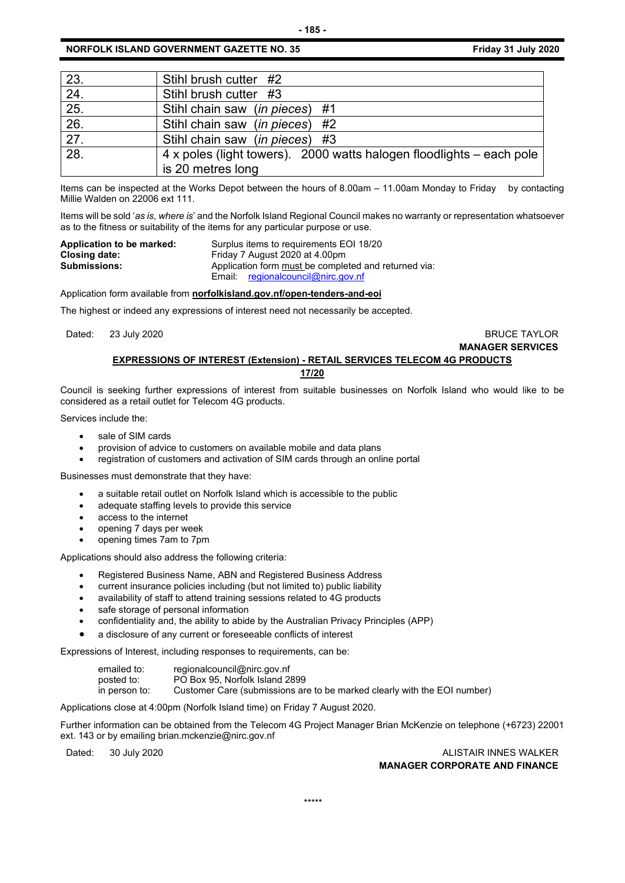| | |
|---|---|
| 23. | Stihl brush cutter #2 |
| 24. | Stihl brush cutter #3 |
| 25. | Stihl chain saw (*in pieces*) #1 |
| 26. | Stihl chain saw (*in pieces*) #2 |
| 27. | Stihl chain saw (*in pieces*) #3 |
| 28. | 4 x poles (light towers). 2000 watts halogen floodlights – each pole is 20 metres long |

Items can be inspected at the Works Depot between the hours of 8.00am – 11.00am Monday to Friday by contacting Millie Walden on 22006 ext 111.

Items will be sold '*as is, where is*' and the Norfolk Island Regional Council makes no warranty or representation whatsoever as to the fitness or suitability of the items for any particular purpose or use.

**Application to be marked:** Surplus items to requirements EOI 18/20
**Closing date:** Friday 7 August 2020 at 4.00pm
**Submissions:** Application form must be completed and returned via:
Email: regionalcouncil@nirc.gov.nf

Application form available from **norfolkisland.gov.nf/open-tenders-and-eoi**

The highest or indeed any expressions of interest need not necessarily be accepted.

Dated: 23 July 2020

BRUCE TAYLOR
**MANAGER SERVICES**

## EXPRESSIONS OF INTEREST (Extension) - RETAIL SERVICES TELECOM 4G PRODUCTS 17/20

Council is seeking further expressions of interest from suitable businesses on Norfolk Island who would like to be considered as a retail outlet for Telecom 4G products.

Services include the:

- sale of SIM cards
- provision of advice to customers on available mobile and data plans
- registration of customers and activation of SIM cards through an online portal

Businesses must demonstrate that they have:

- a suitable retail outlet on Norfolk Island which is accessible to the public
- adequate staffing levels to provide this service
- access to the internet
- opening 7 days per week
- opening times 7am to 7pm

Applications should also address the following criteria:

- Registered Business Name, ABN and Registered Business Address
- current insurance policies including (but not limited to) public liability
- availability of staff to attend training sessions related to 4G products
- safe storage of personal information
- confidentiality and, the ability to abide by the Australian Privacy Principles (APP)
- a disclosure of any current or foreseeable conflicts of interest

Expressions of Interest, including responses to requirements, can be:

emailed to: regionalcouncil@nirc.gov.nf
posted to: PO Box 95, Norfolk Island 2899
in person to: Customer Care (submissions are to be marked clearly with the EOI number)

Applications close at 4:00pm (Norfolk Island time) on Friday 7 August 2020.

Further information can be obtained from the Telecom 4G Project Manager Brian McKenzie on telephone (+6723) 22001 ext. 143 or by emailing brian.mckenzie@nirc.gov.nf

Dated: 30 July 2020

ALISTAIR INNES WALKER
**MANAGER CORPORATE AND FINANCE**

*****